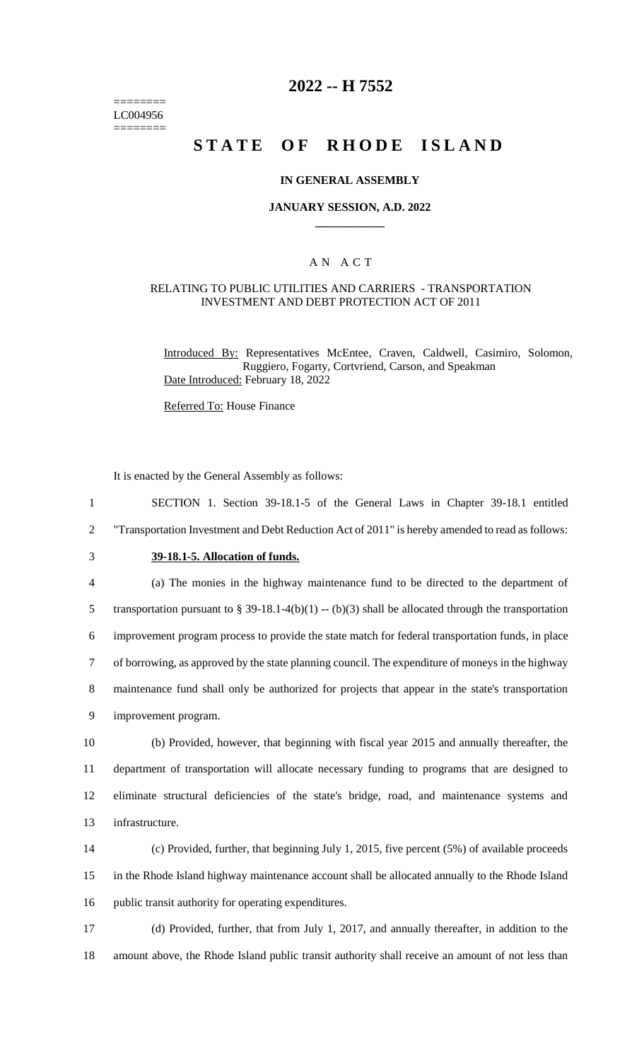========
LC004956
========

# 2022 -- H 7552

# STATE OF RHODE ISLAND

### IN GENERAL ASSEMBLY

### JANUARY SESSION, A.D. 2022

## A N A C T

### RELATING TO PUBLIC UTILITIES AND CARRIERS - TRANSPORTATION INVESTMENT AND DEBT PROTECTION ACT OF 2011

Introduced By: Representatives McEntee, Craven, Caldwell, Casimiro, Solomon, Ruggiero, Fogarty, Cortvriend, Carson, and Speakman

Date Introduced: February 18, 2022

Referred To: House Finance

It is enacted by the General Assembly as follows:

1 SECTION 1. Section 39-18.1-5 of the General Laws in Chapter 39-18.1 entitled
2 "Transportation Investment and Debt Reduction Act of 2011" is hereby amended to read as follows:

3 **39-18.1-5. Allocation of funds.**

4 (a) The monies in the highway maintenance fund to be directed to the department of
5 transportation pursuant to § 39-18.1-4(b)(1) -- (b)(3) shall be allocated through the transportation
6 improvement program process to provide the state match for federal transportation funds, in place
7 of borrowing, as approved by the state planning council. The expenditure of moneys in the highway
8 maintenance fund shall only be authorized for projects that appear in the state's transportation
9 improvement program.

10 (b) Provided, however, that beginning with fiscal year 2015 and annually thereafter, the
11 department of transportation will allocate necessary funding to programs that are designed to
12 eliminate structural deficiencies of the state's bridge, road, and maintenance systems and
13 infrastructure.

14 (c) Provided, further, that beginning July 1, 2015, five percent (5%) of available proceeds
15 in the Rhode Island highway maintenance account shall be allocated annually to the Rhode Island
16 public transit authority for operating expenditures.

17 (d) Provided, further, that from July 1, 2017, and annually thereafter, in addition to the
18 amount above, the Rhode Island public transit authority shall receive an amount of not less than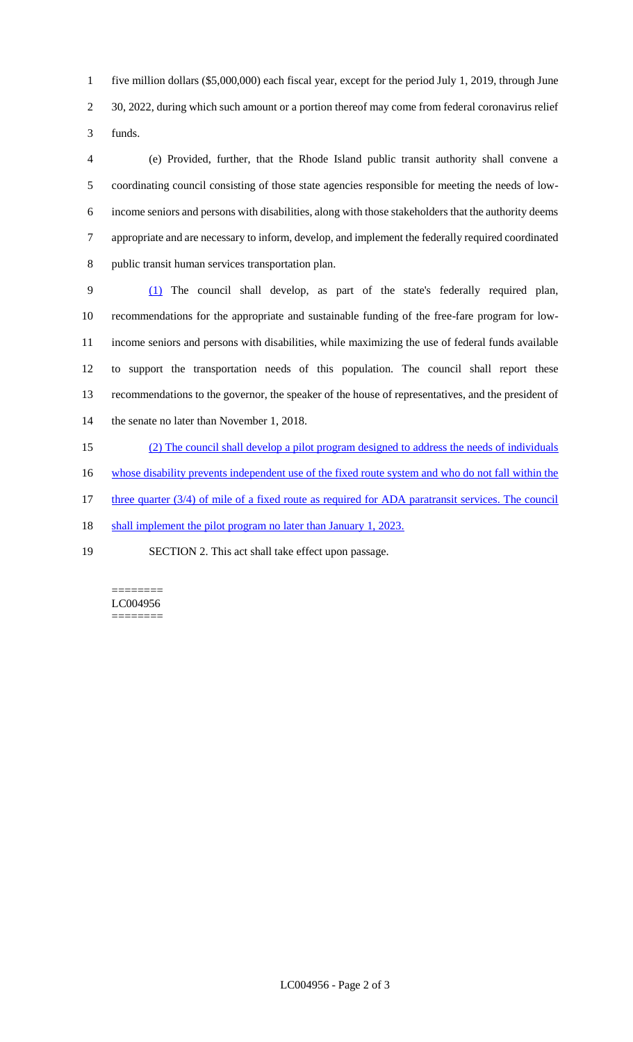five million dollars ($5,000,000) each fiscal year, except for the period July 1, 2019, through June 30, 2022, during which such amount or a portion thereof may come from federal coronavirus relief funds.

(e) Provided, further, that the Rhode Island public transit authority shall convene a coordinating council consisting of those state agencies responsible for meeting the needs of low-income seniors and persons with disabilities, along with those stakeholders that the authority deems appropriate and are necessary to inform, develop, and implement the federally required coordinated public transit human services transportation plan.

<u>(1)</u> The council shall develop, as part of the state's federally required plan, recommendations for the appropriate and sustainable funding of the free-fare program for low-income seniors and persons with disabilities, while maximizing the use of federal funds available to support the transportation needs of this population. The council shall report these recommendations to the governor, the speaker of the house of representatives, and the president of the senate no later than November 1, 2018.

<u>(2) The council shall develop a pilot program designed to address the needs of individuals whose disability prevents independent use of the fixed route system and who do not fall within the three quarter (3/4) of mile of a fixed route as required for ADA paratransit services. The council shall implement the pilot program no later than January 1, 2023.</u>

SECTION 2. This act shall take effect upon passage.

========
LC004956
========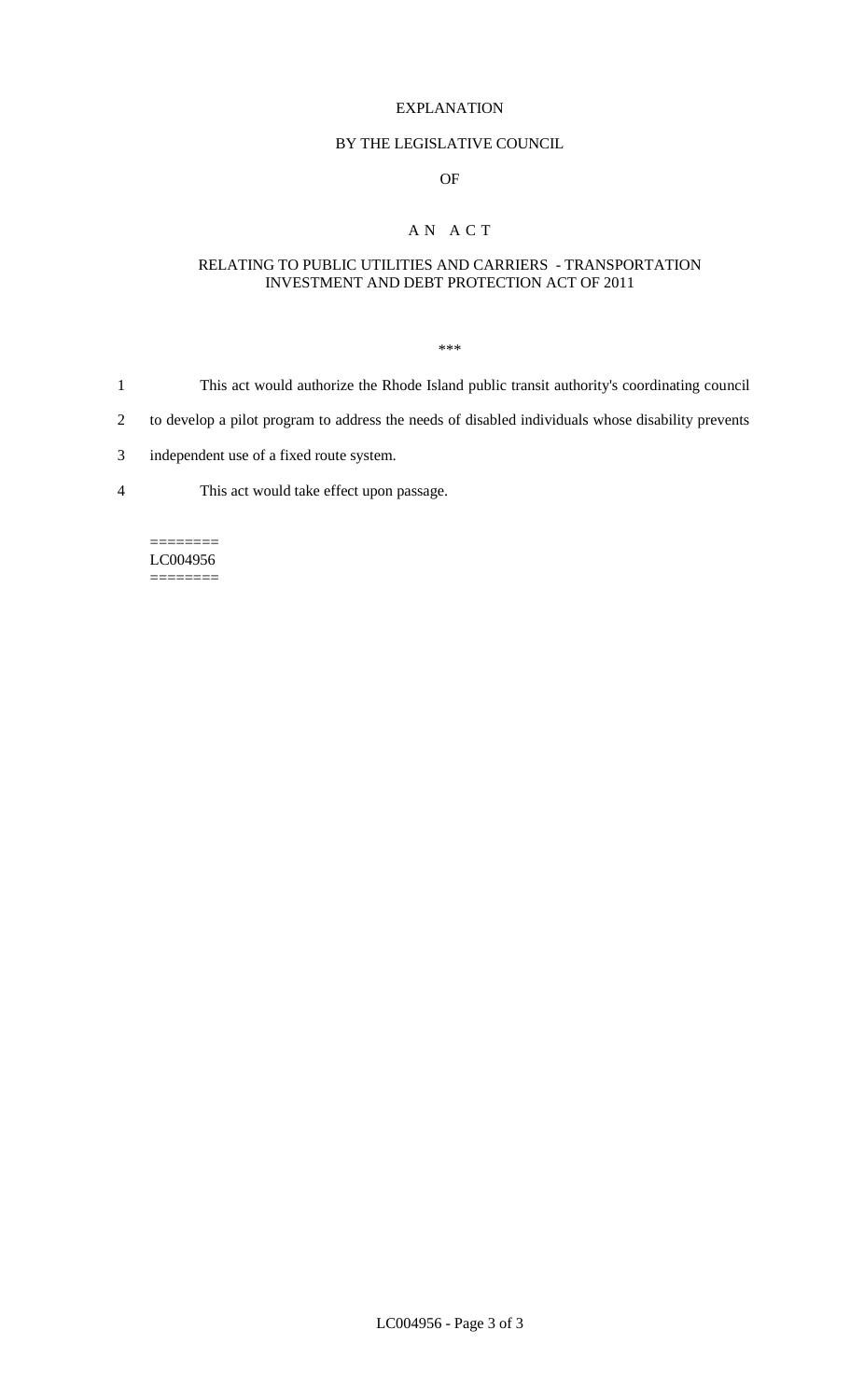EXPLANATION

BY THE LEGISLATIVE COUNCIL

OF

A N A C T

RELATING TO PUBLIC UTILITIES AND CARRIERS - TRANSPORTATION INVESTMENT AND DEBT PROTECTION ACT OF 2011

\*\*\*

1 This act would authorize the Rhode Island public transit authority's coordinating council
2 to develop a pilot program to address the needs of disabled individuals whose disability prevents
3 independent use of a fixed route system.
4 This act would take effect upon passage.

========
LC004956
========